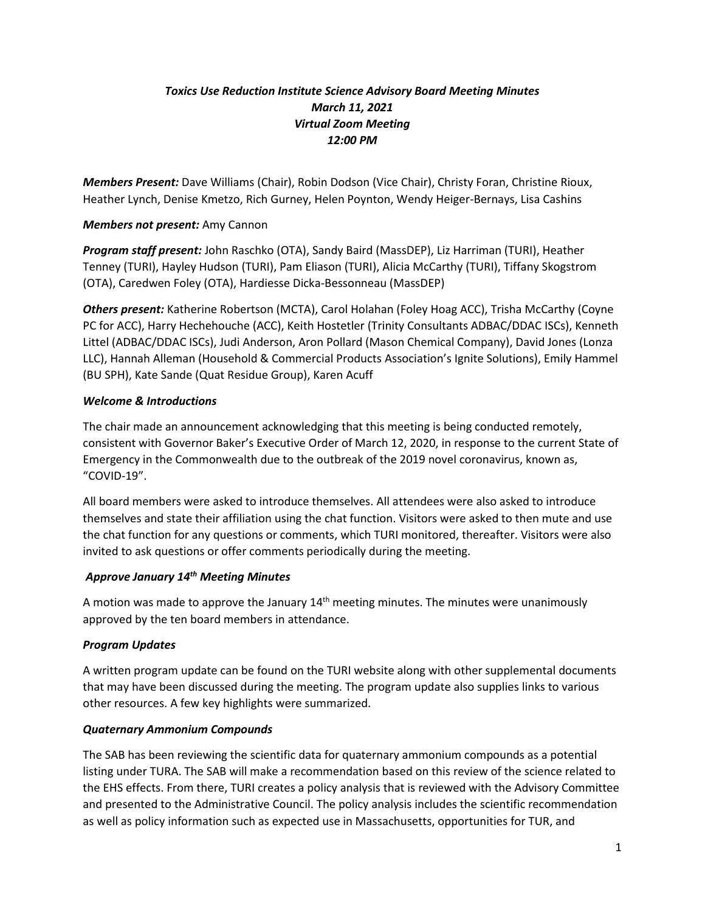***Toxics Use Reduction Institute Science Advisory Board Meeting Minutes***
***March 11, 2021***
***Virtual Zoom Meeting***
***12:00 PM***

***Members Present:*** Dave Williams (Chair), Robin Dodson (Vice Chair), Christy Foran, Christine Rioux, Heather Lynch, Denise Kmetzo, Rich Gurney, Helen Poynton, Wendy Heiger-Bernays, Lisa Cashins

***Members not present:*** Amy Cannon

***Program staff present:*** John Raschko (OTA), Sandy Baird (MassDEP), Liz Harriman (TURI), Heather Tenney (TURI), Hayley Hudson (TURI), Pam Eliason (TURI), Alicia McCarthy (TURI), Tiffany Skogstrom (OTA), Caredwen Foley (OTA), Hardiesse Dicka-Bessonneau (MassDEP)

***Others present:*** Katherine Robertson (MCTA), Carol Holahan (Foley Hoag ACC), Trisha McCarthy (Coyne PC for ACC), Harry Hechehouche (ACC), Keith Hostetler (Trinity Consultants ADBAC/DDAC ISCs), Kenneth Littel (ADBAC/DDAC ISCs), Judi Anderson, Aron Pollard (Mason Chemical Company), David Jones (Lonza LLC), Hannah Alleman (Household & Commercial Products Association's Ignite Solutions), Emily Hammel (BU SPH), Kate Sande (Quat Residue Group), Karen Acuff

### *Welcome & Introductions*

The chair made an announcement acknowledging that this meeting is being conducted remotely, consistent with Governor Baker's Executive Order of March 12, 2020, in response to the current State of Emergency in the Commonwealth due to the outbreak of the 2019 novel coronavirus, known as, "COVID-19".

All board members were asked to introduce themselves. All attendees were also asked to introduce themselves and state their affiliation using the chat function. Visitors were asked to then mute and use the chat function for any questions or comments, which TURI monitored, thereafter. Visitors were also invited to ask questions or offer comments periodically during the meeting.

### *Approve January 14th Meeting Minutes*

A motion was made to approve the January 14th meeting minutes. The minutes were unanimously approved by the ten board members in attendance.

### *Program Updates*

A written program update can be found on the TURI website along with other supplemental documents that may have been discussed during the meeting. The program update also supplies links to various other resources. A few key highlights were summarized.

### *Quaternary Ammonium Compounds*

The SAB has been reviewing the scientific data for quaternary ammonium compounds as a potential listing under TURA. The SAB will make a recommendation based on this review of the science related to the EHS effects. From there, TURI creates a policy analysis that is reviewed with the Advisory Committee and presented to the Administrative Council. The policy analysis includes the scientific recommendation as well as policy information such as expected use in Massachusetts, opportunities for TUR, and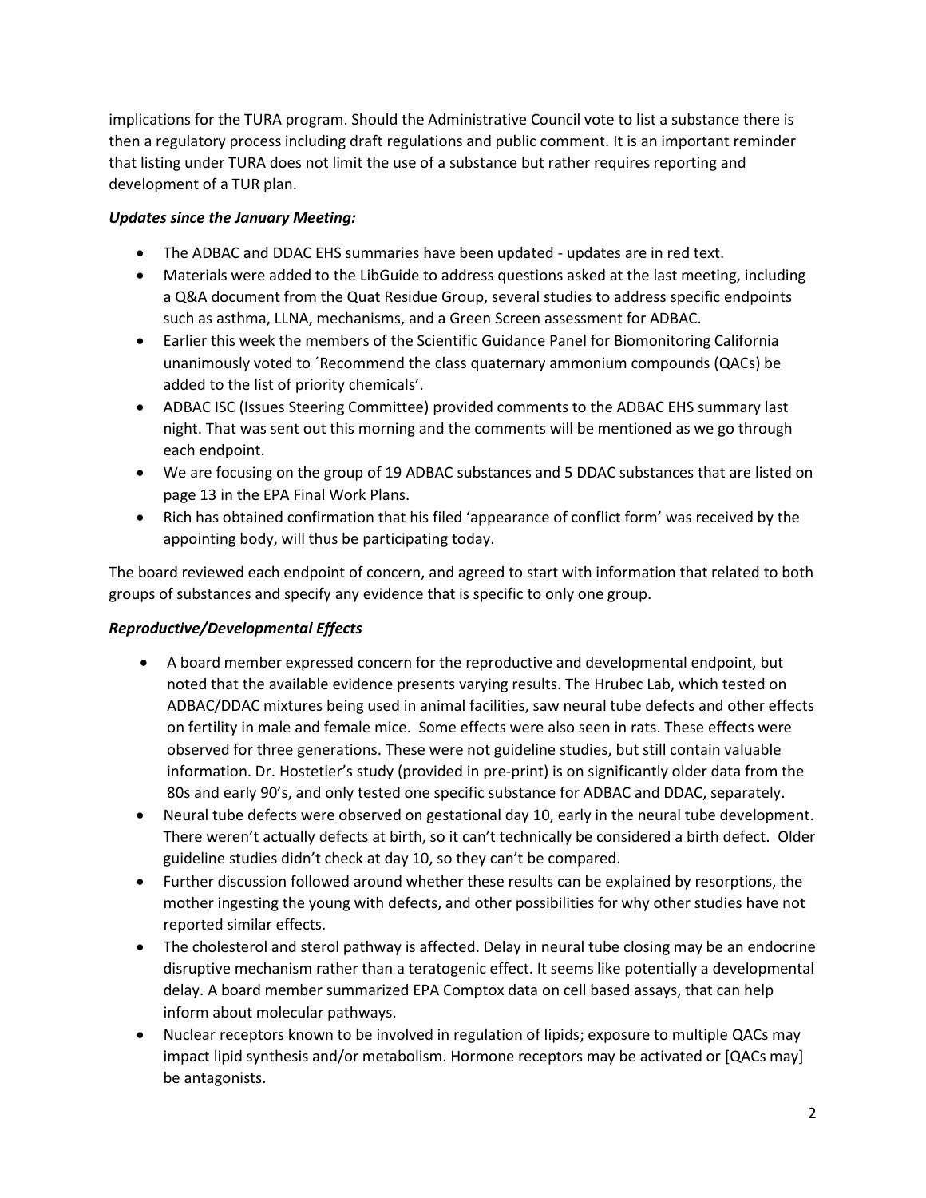implications for the TURA program. Should the Administrative Council vote to list a substance there is then a regulatory process including draft regulations and public comment. It is an important reminder that listing under TURA does not limit the use of a substance but rather requires reporting and development of a TUR plan.

***Updates since the January Meeting:***

- The ADBAC and DDAC EHS summaries have been updated - updates are in red text.
- Materials were added to the LibGuide to address questions asked at the last meeting, including a Q&A document from the Quat Residue Group, several studies to address specific endpoints such as asthma, LLNA, mechanisms, and a Green Screen assessment for ADBAC.
- Earlier this week the members of the Scientific Guidance Panel for Biomonitoring California unanimously voted to ´Recommend the class quaternary ammonium compounds (QACs) be added to the list of priority chemicals'.
- ADBAC ISC (Issues Steering Committee) provided comments to the ADBAC EHS summary last night. That was sent out this morning and the comments will be mentioned as we go through each endpoint.
- We are focusing on the group of 19 ADBAC substances and 5 DDAC substances that are listed on page 13 in the EPA Final Work Plans.
- Rich has obtained confirmation that his filed 'appearance of conflict form' was received by the appointing body, will thus be participating today.

The board reviewed each endpoint of concern, and agreed to start with information that related to both groups of substances and specify any evidence that is specific to only one group.

***Reproductive/Developmental Effects***

- A board member expressed concern for the reproductive and developmental endpoint, but noted that the available evidence presents varying results. The Hrubec Lab, which tested on ADBAC/DDAC mixtures being used in animal facilities, saw neural tube defects and other effects on fertility in male and female mice. Some effects were also seen in rats. These effects were observed for three generations. These were not guideline studies, but still contain valuable information. Dr. Hostetler's study (provided in pre-print) is on significantly older data from the 80s and early 90's, and only tested one specific substance for ADBAC and DDAC, separately.
- Neural tube defects were observed on gestational day 10, early in the neural tube development. There weren't actually defects at birth, so it can't technically be considered a birth defect. Older guideline studies didn't check at day 10, so they can't be compared.
- Further discussion followed around whether these results can be explained by resorptions, the mother ingesting the young with defects, and other possibilities for why other studies have not reported similar effects.
- The cholesterol and sterol pathway is affected. Delay in neural tube closing may be an endocrine disruptive mechanism rather than a teratogenic effect. It seems like potentially a developmental delay. A board member summarized EPA Comptox data on cell based assays, that can help inform about molecular pathways.
- Nuclear receptors known to be involved in regulation of lipids; exposure to multiple QACs may impact lipid synthesis and/or metabolism. Hormone receptors may be activated or [QACs may] be antagonists.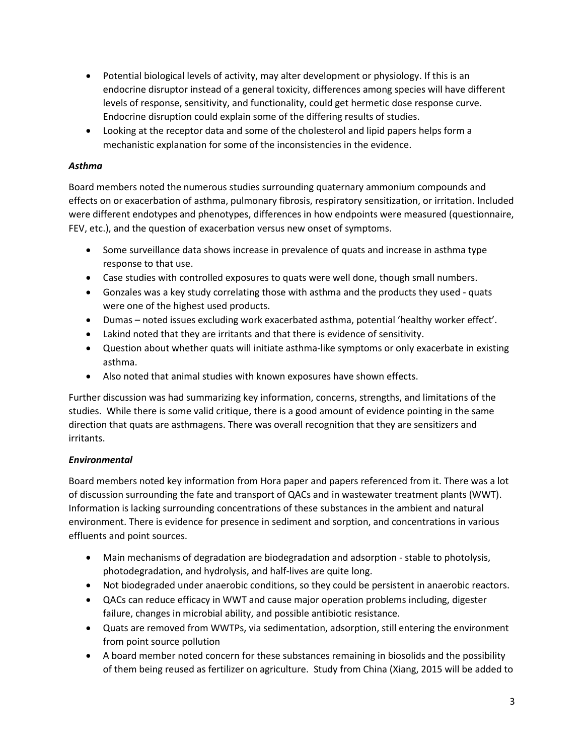- Potential biological levels of activity, may alter development or physiology. If this is an endocrine disruptor instead of a general toxicity, differences among species will have different levels of response, sensitivity, and functionality, could get hermetic dose response curve. Endocrine disruption could explain some of the differing results of studies.
- Looking at the receptor data and some of the cholesterol and lipid papers helps form a mechanistic explanation for some of the inconsistencies in the evidence.

### *Asthma*

Board members noted the numerous studies surrounding quaternary ammonium compounds and effects on or exacerbation of asthma, pulmonary fibrosis, respiratory sensitization, or irritation. Included were different endotypes and phenotypes, differences in how endpoints were measured (questionnaire, FEV, etc.), and the question of exacerbation versus new onset of symptoms.

- Some surveillance data shows increase in prevalence of quats and increase in asthma type response to that use.
- Case studies with controlled exposures to quats were well done, though small numbers.
- Gonzales was a key study correlating those with asthma and the products they used - quats were one of the highest used products.
- Dumas – noted issues excluding work exacerbated asthma, potential 'healthy worker effect'.
- Lakind noted that they are irritants and that there is evidence of sensitivity.
- Question about whether quats will initiate asthma-like symptoms or only exacerbate in existing asthma.
- Also noted that animal studies with known exposures have shown effects.

Further discussion was had summarizing key information, concerns, strengths, and limitations of the studies. While there is some valid critique, there is a good amount of evidence pointing in the same direction that quats are asthmagens. There was overall recognition that they are sensitizers and irritants.

### *Environmental*

Board members noted key information from Hora paper and papers referenced from it. There was a lot of discussion surrounding the fate and transport of QACs and in wastewater treatment plants (WWT). Information is lacking surrounding concentrations of these substances in the ambient and natural environment. There is evidence for presence in sediment and sorption, and concentrations in various effluents and point sources.

- Main mechanisms of degradation are biodegradation and adsorption - stable to photolysis, photodegradation, and hydrolysis, and half-lives are quite long.
- Not biodegraded under anaerobic conditions, so they could be persistent in anaerobic reactors.
- QACs can reduce efficacy in WWT and cause major operation problems including, digester failure, changes in microbial ability, and possible antibiotic resistance.
- Quats are removed from WWTPs, via sedimentation, adsorption, still entering the environment from point source pollution
- A board member noted concern for these substances remaining in biosolids and the possibility of them being reused as fertilizer on agriculture. Study from China (Xiang, 2015 will be added to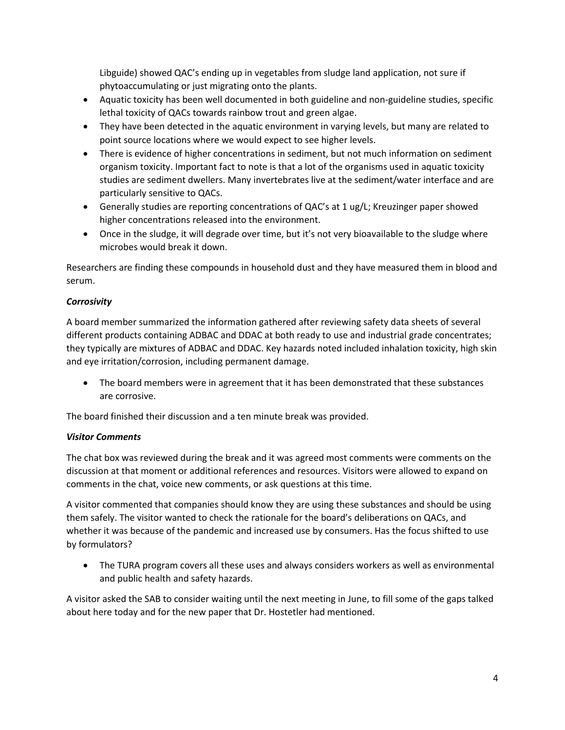Libguide) showed QAC's ending up in vegetables from sludge land application, not sure if phytoaccumulating or just migrating onto the plants.

- Aquatic toxicity has been well documented in both guideline and non-guideline studies, specific lethal toxicity of QACs towards rainbow trout and green algae.
- They have been detected in the aquatic environment in varying levels, but many are related to point source locations where we would expect to see higher levels.
- There is evidence of higher concentrations in sediment, but not much information on sediment organism toxicity. Important fact to note is that a lot of the organisms used in aquatic toxicity studies are sediment dwellers. Many invertebrates live at the sediment/water interface and are particularly sensitive to QACs.
- Generally studies are reporting concentrations of QAC's at 1 ug/L; Kreuzinger paper showed higher concentrations released into the environment.
- Once in the sludge, it will degrade over time, but it's not very bioavailable to the sludge where microbes would break it down.

Researchers are finding these compounds in household dust and they have measured them in blood and serum.

### *Corrosivity*

A board member summarized the information gathered after reviewing safety data sheets of several different products containing ADBAC and DDAC at both ready to use and industrial grade concentrates; they typically are mixtures of ADBAC and DDAC. Key hazards noted included inhalation toxicity, high skin and eye irritation/corrosion, including permanent damage.

- The board members were in agreement that it has been demonstrated that these substances are corrosive.

The board finished their discussion and a ten minute break was provided.

### *Visitor Comments*

The chat box was reviewed during the break and it was agreed most comments were comments on the discussion at that moment or additional references and resources. Visitors were allowed to expand on comments in the chat, voice new comments, or ask questions at this time.

A visitor commented that companies should know they are using these substances and should be using them safely. The visitor wanted to check the rationale for the board's deliberations on QACs, and whether it was because of the pandemic and increased use by consumers. Has the focus shifted to use by formulators?

- The TURA program covers all these uses and always considers workers as well as environmental and public health and safety hazards.

A visitor asked the SAB to consider waiting until the next meeting in June, to fill some of the gaps talked about here today and for the new paper that Dr. Hostetler had mentioned.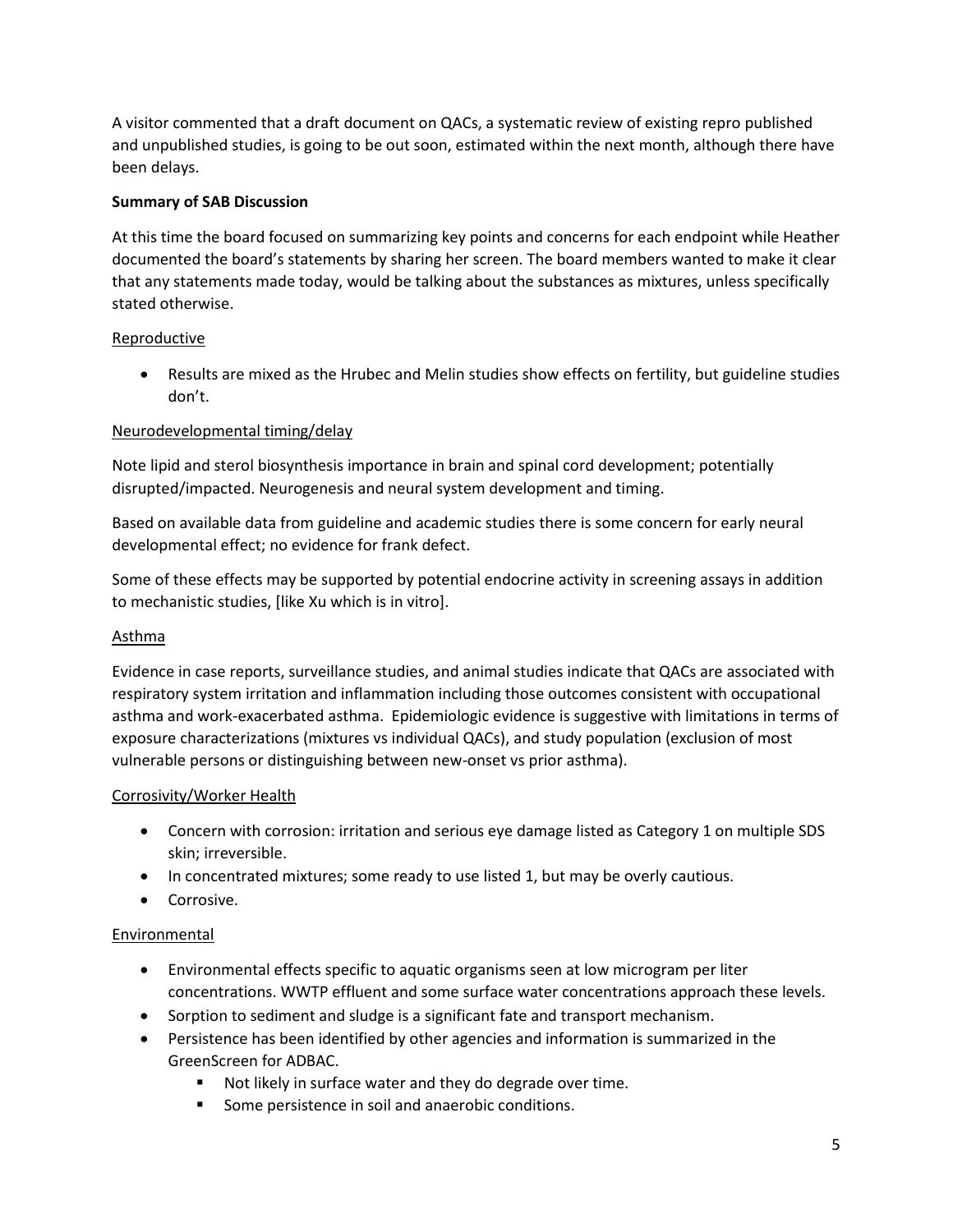A visitor commented that a draft document on QACs, a systematic review of existing repro published and unpublished studies, is going to be out soon, estimated within the next month, although there have been delays.

**Summary of SAB Discussion**

At this time the board focused on summarizing key points and concerns for each endpoint while Heather documented the board's statements by sharing her screen. The board members wanted to make it clear that any statements made today, would be talking about the substances as mixtures, unless specifically stated otherwise.

<u>Reproductive</u>

- Results are mixed as the Hrubec and Melin studies show effects on fertility, but guideline studies don't.

<u>Neurodevelopmental timing/delay</u>

Note lipid and sterol biosynthesis importance in brain and spinal cord development; potentially disrupted/impacted. Neurogenesis and neural system development and timing.

Based on available data from guideline and academic studies there is some concern for early neural developmental effect; no evidence for frank defect.

Some of these effects may be supported by potential endocrine activity in screening assays in addition to mechanistic studies, [like Xu which is in vitro].

<u>Asthma</u>

Evidence in case reports, surveillance studies, and animal studies indicate that QACs are associated with respiratory system irritation and inflammation including those outcomes consistent with occupational asthma and work-exacerbated asthma. Epidemiologic evidence is suggestive with limitations in terms of exposure characterizations (mixtures vs individual QACs), and study population (exclusion of most vulnerable persons or distinguishing between new-onset vs prior asthma).

<u>Corrosivity/Worker Health</u>

- Concern with corrosion: irritation and serious eye damage listed as Category 1 on multiple SDS skin; irreversible.
- In concentrated mixtures; some ready to use listed 1, but may be overly cautious.
- Corrosive.

<u>Environmental</u>

- Environmental effects specific to aquatic organisms seen at low microgram per liter concentrations. WWTP effluent and some surface water concentrations approach these levels.
- Sorption to sediment and sludge is a significant fate and transport mechanism.
- Persistence has been identified by other agencies and information is summarized in the GreenScreen for ADBAC.
  - Not likely in surface water and they do degrade over time.
  - Some persistence in soil and anaerobic conditions.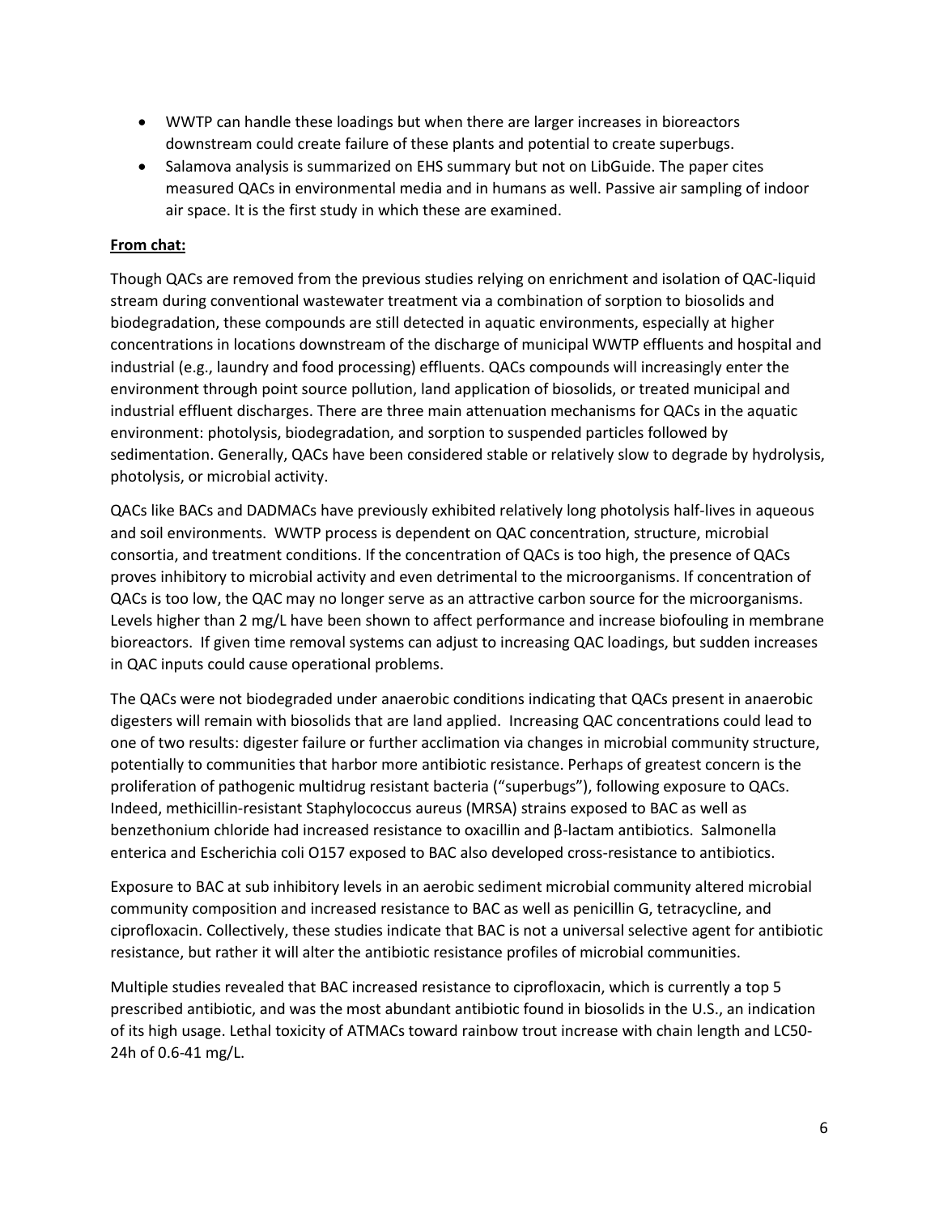- WWTP can handle these loadings but when there are larger increases in bioreactors downstream could create failure of these plants and potential to create superbugs.
- Salamova analysis is summarized on EHS summary but not on LibGuide. The paper cites measured QACs in environmental media and in humans as well. Passive air sampling of indoor air space. It is the first study in which these are examined.

**From chat:**

Though QACs are removed from the previous studies relying on enrichment and isolation of QAC-liquid stream during conventional wastewater treatment via a combination of sorption to biosolids and biodegradation, these compounds are still detected in aquatic environments, especially at higher concentrations in locations downstream of the discharge of municipal WWTP effluents and hospital and industrial (e.g., laundry and food processing) effluents. QACs compounds will increasingly enter the environment through point source pollution, land application of biosolids, or treated municipal and industrial effluent discharges. There are three main attenuation mechanisms for QACs in the aquatic environment: photolysis, biodegradation, and sorption to suspended particles followed by sedimentation. Generally, QACs have been considered stable or relatively slow to degrade by hydrolysis, photolysis, or microbial activity.

QACs like BACs and DADMACs have previously exhibited relatively long photolysis half-lives in aqueous and soil environments. WWTP process is dependent on QAC concentration, structure, microbial consortia, and treatment conditions. If the concentration of QACs is too high, the presence of QACs proves inhibitory to microbial activity and even detrimental to the microorganisms. If concentration of QACs is too low, the QAC may no longer serve as an attractive carbon source for the microorganisms. Levels higher than 2 mg/L have been shown to affect performance and increase biofouling in membrane bioreactors. If given time removal systems can adjust to increasing QAC loadings, but sudden increases in QAC inputs could cause operational problems.

The QACs were not biodegraded under anaerobic conditions indicating that QACs present in anaerobic digesters will remain with biosolids that are land applied. Increasing QAC concentrations could lead to one of two results: digester failure or further acclimation via changes in microbial community structure, potentially to communities that harbor more antibiotic resistance. Perhaps of greatest concern is the proliferation of pathogenic multidrug resistant bacteria ("superbugs"), following exposure to QACs. Indeed, methicillin-resistant Staphylococcus aureus (MRSA) strains exposed to BAC as well as benzethonium chloride had increased resistance to oxacillin and β-lactam antibiotics. Salmonella enterica and Escherichia coli O157 exposed to BAC also developed cross-resistance to antibiotics.

Exposure to BAC at sub inhibitory levels in an aerobic sediment microbial community altered microbial community composition and increased resistance to BAC as well as penicillin G, tetracycline, and ciprofloxacin. Collectively, these studies indicate that BAC is not a universal selective agent for antibiotic resistance, but rather it will alter the antibiotic resistance profiles of microbial communities.

Multiple studies revealed that BAC increased resistance to ciprofloxacin, which is currently a top 5 prescribed antibiotic, and was the most abundant antibiotic found in biosolids in the U.S., an indication of its high usage. Lethal toxicity of ATMACs toward rainbow trout increase with chain length and LC50-24h of 0.6-41 mg/L.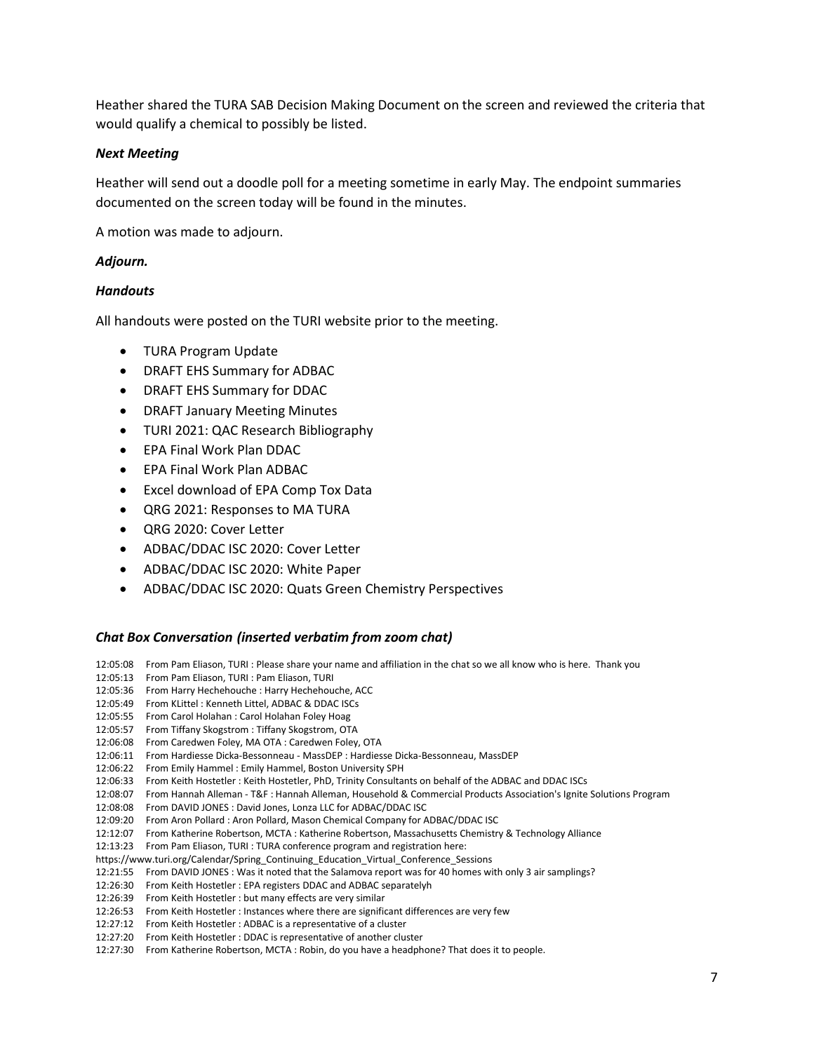Heather shared the TURA SAB Decision Making Document on the screen and reviewed the criteria that would qualify a chemical to possibly be listed.

***Next Meeting***

Heather will send out a doodle poll for a meeting sometime in early May. The endpoint summaries documented on the screen today will be found in the minutes.

A motion was made to adjourn.

***Adjourn.***

***Handouts***

All handouts were posted on the TURI website prior to the meeting.

- TURA Program Update
- DRAFT EHS Summary for ADBAC
- DRAFT EHS Summary for DDAC
- DRAFT January Meeting Minutes
- TURI 2021: QAC Research Bibliography
- EPA Final Work Plan DDAC
- EPA Final Work Plan ADBAC
- Excel download of EPA Comp Tox Data
- QRG 2021: Responses to MA TURA
- QRG 2020: Cover Letter
- ADBAC/DDAC ISC 2020: Cover Letter
- ADBAC/DDAC ISC 2020: White Paper
- ADBAC/DDAC ISC 2020: Quats Green Chemistry Perspectives

### *Chat Box Conversation (inserted verbatim from zoom chat)*

12:05:08 From Pam Eliason, TURI : Please share your name and affiliation in the chat so we all know who is here. Thank you
12:05:13 From Pam Eliason, TURI : Pam Eliason, TURI
12:05:36 From Harry Hechehouche : Harry Hechehouche, ACC
12:05:49 From KLittel : Kenneth Littel, ADBAC & DDAC ISCs
12:05:55 From Carol Holahan : Carol Holahan Foley Hoag
12:05:57 From Tiffany Skogstrom : Tiffany Skogstrom, OTA
12:06:08 From Caredwen Foley, MA OTA : Caredwen Foley, OTA
12:06:11 From Hardiesse Dicka-Bessonneau - MassDEP : Hardiesse Dicka-Bessonneau, MassDEP
12:06:22 From Emily Hammel : Emily Hammel, Boston University SPH
12:06:33 From Keith Hostetler : Keith Hostetler, PhD, Trinity Consultants on behalf of the ADBAC and DDAC ISCs
12:08:07 From Hannah Alleman - T&F : Hannah Alleman, Household & Commercial Products Association's Ignite Solutions Program
12:08:08 From DAVID JONES : David Jones, Lonza LLC for ADBAC/DDAC ISC
12:09:20 From Aron Pollard : Aron Pollard, Mason Chemical Company for ADBAC/DDAC ISC
12:12:07 From Katherine Robertson, MCTA : Katherine Robertson, Massachusetts Chemistry & Technology Alliance
12:13:23 From Pam Eliason, TURI : TURA conference program and registration here:
https://www.turi.org/Calendar/Spring_Continuing_Education_Virtual_Conference_Sessions
12:21:55 From DAVID JONES : Was it noted that the Salamova report was for 40 homes with only 3 air samplings?
12:26:30 From Keith Hostetler : EPA registers DDAC and ADBAC separatelyh
12:26:39 From Keith Hostetler : but many effects are very similar
12:26:53 From Keith Hostetler : Instances where there are significant differences are very few
12:27:12 From Keith Hostetler : ADBAC is a representative of a cluster
12:27:20 From Keith Hostetler : DDAC is representative of another cluster
12:27:30 From Katherine Robertson, MCTA : Robin, do you have a headphone? That does it to people.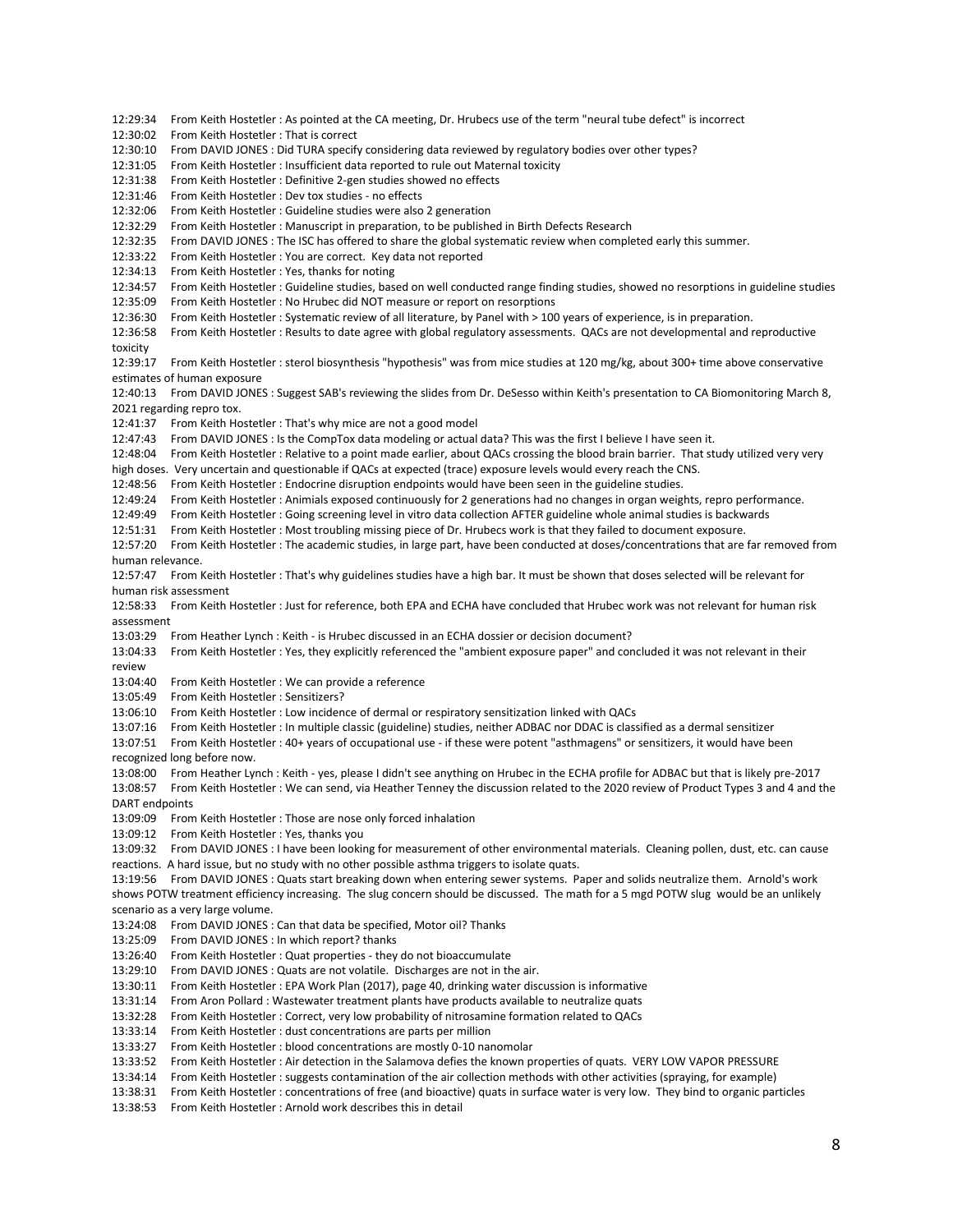12:29:34 From Keith Hostetler : As pointed at the CA meeting, Dr. Hrubecs use of the term "neural tube defect" is incorrect
12:30:02 From Keith Hostetler : That is correct
12:30:10 From DAVID JONES : Did TURA specify considering data reviewed by regulatory bodies over other types?
12:31:05 From Keith Hostetler : Insufficient data reported to rule out Maternal toxicity
12:31:38 From Keith Hostetler : Definitive 2-gen studies showed no effects
12:31:46 From Keith Hostetler : Dev tox studies - no effects
12:32:06 From Keith Hostetler : Guideline studies were also 2 generation
12:32:29 From Keith Hostetler : Manuscript in preparation, to be published in Birth Defects Research
12:32:35 From DAVID JONES : The ISC has offered to share the global systematic review when completed early this summer.
12:33:22 From Keith Hostetler : You are correct. Key data not reported
12:34:13 From Keith Hostetler : Yes, thanks for noting
12:34:57 From Keith Hostetler : Guideline studies, based on well conducted range finding studies, showed no resorptions in guideline studies
12:35:09 From Keith Hostetler : No Hrubec did NOT measure or report on resorptions
12:36:30 From Keith Hostetler : Systematic review of all literature, by Panel with > 100 years of experience, is in preparation.
12:36:58 From Keith Hostetler : Results to date agree with global regulatory assessments. QACs are not developmental and reproductive toxicity
12:39:17 From Keith Hostetler : sterol biosynthesis "hypothesis" was from mice studies at 120 mg/kg, about 300+ time above conservative estimates of human exposure
12:40:13 From DAVID JONES : Suggest SAB's reviewing the slides from Dr. DeSesso within Keith's presentation to CA Biomonitoring March 8, 2021 regarding repro tox.
12:41:37 From Keith Hostetler : That's why mice are not a good model
12:47:43 From DAVID JONES : Is the CompTox data modeling or actual data? This was the first I believe I have seen it.
12:48:04 From Keith Hostetler : Relative to a point made earlier, about QACs crossing the blood brain barrier. That study utilized very very high doses. Very uncertain and questionable if QACs at expected (trace) exposure levels would every reach the CNS.
12:48:56 From Keith Hostetler : Endocrine disruption endpoints would have been seen in the guideline studies.
12:49:24 From Keith Hostetler : Animials exposed continuously for 2 generations had no changes in organ weights, repro performance.
12:49:49 From Keith Hostetler : Going screening level in vitro data collection AFTER guideline whole animal studies is backwards
12:51:31 From Keith Hostetler : Most troubling missing piece of Dr. Hrubecs work is that they failed to document exposure.
12:57:20 From Keith Hostetler : The academic studies, in large part, have been conducted at doses/concentrations that are far removed from human relevance.
12:57:47 From Keith Hostetler : That's why guidelines studies have a high bar. It must be shown that doses selected will be relevant for human risk assessment
12:58:33 From Keith Hostetler : Just for reference, both EPA and ECHA have concluded that Hrubec work was not relevant for human risk assessment
13:03:29 From Heather Lynch : Keith - is Hrubec discussed in an ECHA dossier or decision document?
13:04:33 From Keith Hostetler : Yes, they explicitly referenced the "ambient exposure paper" and concluded it was not relevant in their review
13:04:40 From Keith Hostetler : We can provide a reference
13:05:49 From Keith Hostetler : Sensitizers?
13:06:10 From Keith Hostetler : Low incidence of dermal or respiratory sensitization linked with QACs
13:07:16 From Keith Hostetler : In multiple classic (guideline) studies, neither ADBAC nor DDAC is classified as a dermal sensitizer
13:07:51 From Keith Hostetler : 40+ years of occupational use - if these were potent "asthmagens" or sensitizers, it would have been recognized long before now.
13:08:00 From Heather Lynch : Keith - yes, please I didn't see anything on Hrubec in the ECHA profile for ADBAC but that is likely pre-2017
13:08:57 From Keith Hostetler : We can send, via Heather Tenney the discussion related to the 2020 review of Product Types 3 and 4 and the DART endpoints
13:09:09 From Keith Hostetler : Those are nose only forced inhalation
13:09:12 From Keith Hostetler : Yes, thanks you
13:09:32 From DAVID JONES : I have been looking for measurement of other environmental materials. Cleaning pollen, dust, etc. can cause reactions. A hard issue, but no study with no other possible asthma triggers to isolate quats.
13:19:56 From DAVID JONES : Quats start breaking down when entering sewer systems. Paper and solids neutralize them. Arnold's work shows POTW treatment efficiency increasing. The slug concern should be discussed. The math for a 5 mgd POTW slug would be an unlikely scenario as a very large volume.
13:24:08 From DAVID JONES : Can that data be specified, Motor oil? Thanks
13:25:09 From DAVID JONES : In which report? thanks
13:26:40 From Keith Hostetler : Quat properties - they do not bioaccumulate
13:29:10 From DAVID JONES : Quats are not volatile. Discharges are not in the air.
13:30:11 From Keith Hostetler : EPA Work Plan (2017), page 40, drinking water discussion is informative
13:31:14 From Aron Pollard : Wastewater treatment plants have products available to neutralize quats
13:32:28 From Keith Hostetler : Correct, very low probability of nitrosamine formation related to QACs
13:33:14 From Keith Hostetler : dust concentrations are parts per million
13:33:27 From Keith Hostetler : blood concentrations are mostly 0-10 nanomolar
13:33:52 From Keith Hostetler : Air detection in the Salamova defies the known properties of quats. VERY LOW VAPOR PRESSURE
13:34:14 From Keith Hostetler : suggests contamination of the air collection methods with other activities (spraying, for example)
13:38:31 From Keith Hostetler : concentrations of free (and bioactive) quats in surface water is very low. They bind to organic particles
13:38:53 From Keith Hostetler : Arnold work describes this in detail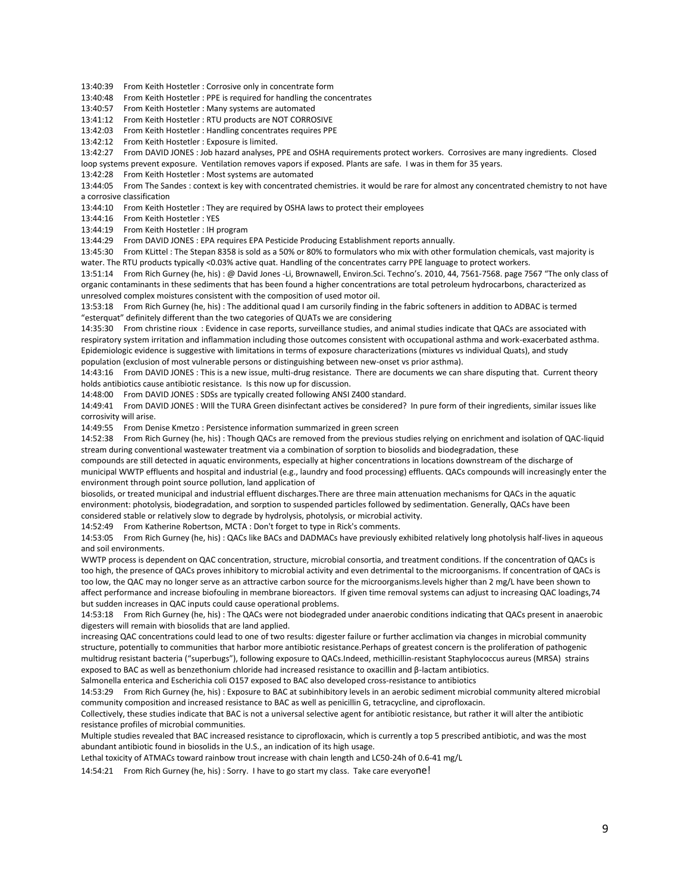13:40:39 From Keith Hostetler : Corrosive only in concentrate form

13:40:48 From Keith Hostetler : PPE is required for handling the concentrates

13:40:57 From Keith Hostetler : Many systems are automated

13:41:12 From Keith Hostetler : RTU products are NOT CORROSIVE

13:42:03 From Keith Hostetler : Handling concentrates requires PPE

13:42:12 From Keith Hostetler : Exposure is limited.

13:42:27 From DAVID JONES : Job hazard analyses, PPE and OSHA requirements protect workers. Corrosives are many ingredients. Closed loop systems prevent exposure. Ventilation removes vapors if exposed. Plants are safe. I was in them for 35 years.

13:42:28 From Keith Hostetler : Most systems are automated

13:44:05 From The Sandes : context is key with concentrated chemistries. it would be rare for almost any concentrated chemistry to not have a corrosive classification

13:44:10 From Keith Hostetler : They are required by OSHA laws to protect their employees

13:44:16 From Keith Hostetler : YES

13:44:19 From Keith Hostetler : IH program

13:44:29 From DAVID JONES : EPA requires EPA Pesticide Producing Establishment reports annually.

13:45:30 From KLittel : The Stepan 8358 is sold as a 50% or 80% to formulators who mix with other formulation chemicals, vast majority is water. The RTU products typically <0.03% active quat. Handling of the concentrates carry PPE language to protect workers.

13:51:14 From Rich Gurney (he, his) : @ David Jones -Li, Brownawell, Environ.Sci. Techno's. 2010, 44, 7561-7568. page 7567 "The only class of organic contaminants in these sediments that has been found a higher concentrations are total petroleum hydrocarbons, characterized as unresolved complex moistures consistent with the composition of used motor oil.

13:53:18 From Rich Gurney (he, his) : The additional quad I am cursorily finding in the fabric softeners in addition to ADBAC is termed "esterquat" definitely different than the two categories of QUATs we are considering

14:35:30 From christine rioux : Evidence in case reports, surveillance studies, and animal studies indicate that QACs are associated with respiratory system irritation and inflammation including those outcomes consistent with occupational asthma and work-exacerbated asthma. Epidemiologic evidence is suggestive with limitations in terms of exposure characterizations (mixtures vs individual Quats), and study population (exclusion of most vulnerable persons or distinguishing between new-onset vs prior asthma).

14:43:16 From DAVID JONES : This is a new issue, multi-drug resistance. There are documents we can share disputing that. Current theory holds antibiotics cause antibiotic resistance. Is this now up for discussion.

14:48:00 From DAVID JONES : SDSs are typically created following ANSI Z400 standard.

14:49:41 From DAVID JONES : WIll the TURA Green disinfectant actives be considered? In pure form of their ingredients, similar issues like corrosivity will arise.

14:49:55 From Denise Kmetzo : Persistence information summarized in green screen

14:52:38 From Rich Gurney (he, his) : Though QACs are removed from the previous studies relying on enrichment and isolation of QAC-liquid stream during conventional wastewater treatment via a combination of sorption to biosolids and biodegradation, these compounds are still detected in aquatic environments, especially at higher concentrations in locations downstream of the discharge of municipal WWTP effluents and hospital and industrial (e.g., laundry and food processing) effluents. QACs compounds will increasingly enter the environment through point source pollution, land application of biosolids, or treated municipal and industrial effluent discharges.There are three main attenuation mechanisms for QACs in the aquatic environment: photolysis, biodegradation, and sorption to suspended particles followed by sedimentation. Generally, QACs have been considered stable or relatively slow to degrade by hydrolysis, photolysis, or microbial activity.

14:52:49 From Katherine Robertson, MCTA : Don't forget to type in Rick's comments.

14:53:05 From Rich Gurney (he, his) : QACs like BACs and DADMACs have previously exhibited relatively long photolysis half-lives in aqueous and soil environments.

WWTP process is dependent on QAC concentration, structure, microbial consortia, and treatment conditions. If the concentration of QACs is too high, the presence of QACs proves inhibitory to microbial activity and even detrimental to the microorganisms. If concentration of QACs is too low, the QAC may no longer serve as an attractive carbon source for the microorganisms.levels higher than 2 mg/L have been shown to affect performance and increase biofouling in membrane bioreactors. If given time removal systems can adjust to increasing QAC loadings,74 but sudden increases in QAC inputs could cause operational problems.

14:53:18 From Rich Gurney (he, his) : The QACs were not biodegraded under anaerobic conditions indicating that QACs present in anaerobic digesters will remain with biosolids that are land applied.

increasing QAC concentrations could lead to one of two results: digester failure or further acclimation via changes in microbial community structure, potentially to communities that harbor more antibiotic resistance.Perhaps of greatest concern is the proliferation of pathogenic multidrug resistant bacteria ("superbugs"), following exposure to QACs.Indeed, methicillin-resistant Staphylococcus aureus (MRSA) strains exposed to BAC as well as benzethonium chloride had increased resistance to oxacillin and β-lactam antibiotics.

Salmonella enterica and Escherichia coli O157 exposed to BAC also developed cross-resistance to antibiotics

14:53:29 From Rich Gurney (he, his) : Exposure to BAC at subinhibitory levels in an aerobic sediment microbial community altered microbial community composition and increased resistance to BAC as well as penicillin G, tetracycline, and ciprofloxacin.

Collectively, these studies indicate that BAC is not a universal selective agent for antibiotic resistance, but rather it will alter the antibiotic resistance profiles of microbial communities.

Multiple studies revealed that BAC increased resistance to ciprofloxacin, which is currently a top 5 prescribed antibiotic, and was the most abundant antibiotic found in biosolids in the U.S., an indication of its high usage.

Lethal toxicity of ATMACs toward rainbow trout increase with chain length and LC50-24h of 0.6-41 mg/L

14:54:21 From Rich Gurney (he, his) : Sorry. I have to go start my class. Take care everyone!